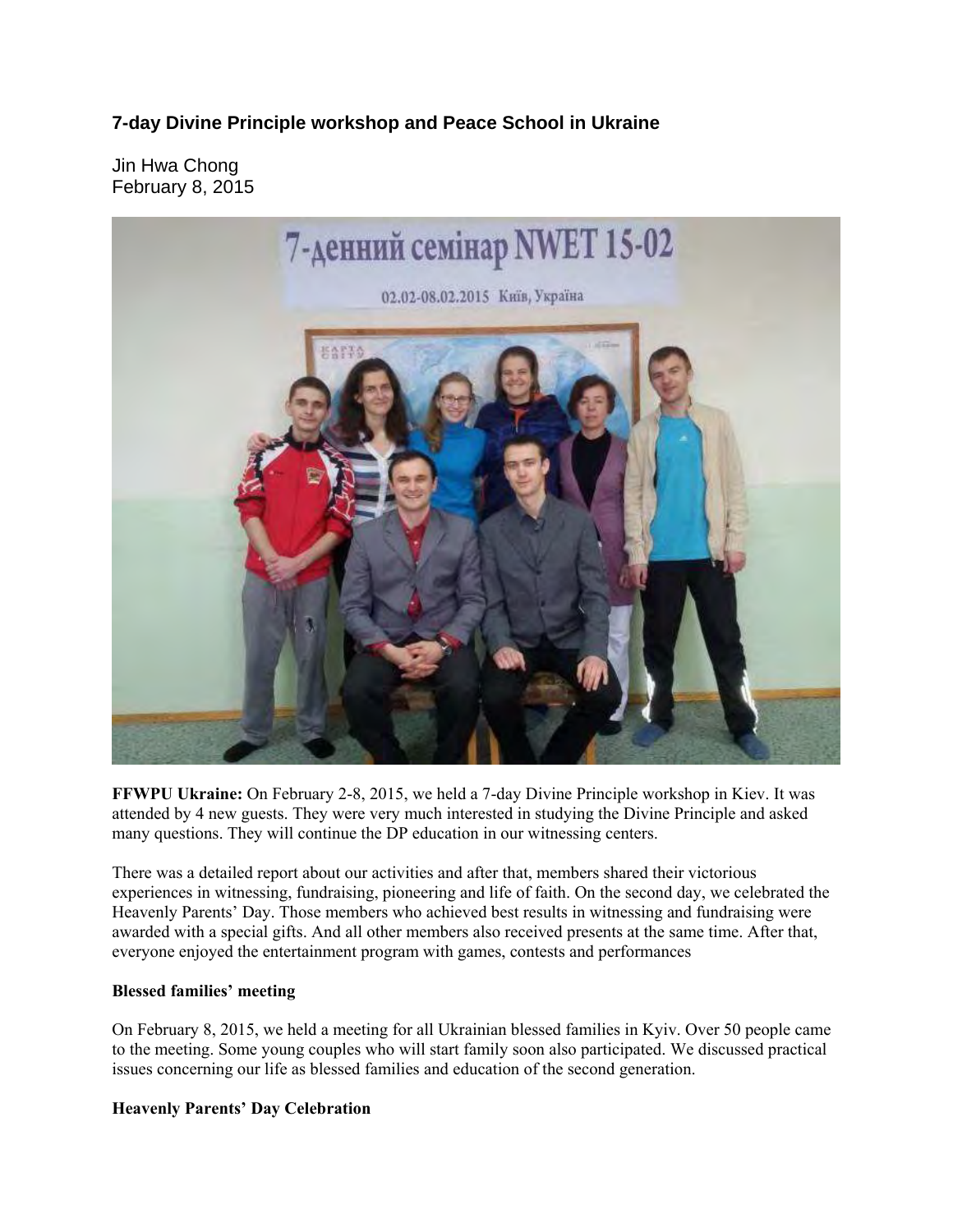# 7-day Divine Principle workshop and Peace School in Ukraine

Jin Hwa Chong
February 8, 2015

**FFWPU Ukraine:** On February 2-8, 2015, we held a 7-day Divine Principle workshop in Kiev. It was attended by 4 new guests. They were very much interested in studying the Divine Principle and asked many questions. They will continue the DP education in our witnessing centers.

There was a detailed report about our activities and after that, members shared their victorious experiences in witnessing, fundraising, pioneering and life of faith. On the second day, we celebrated the Heavenly Parents' Day. Those members who achieved best results in witnessing and fundraising were awarded with a special gifts. And all other members also received presents at the same time. After that, everyone enjoyed the entertainment program with games, contests and performances

**Blessed families' meeting**

On February 8, 2015, we held a meeting for all Ukrainian blessed families in Kyiv. Over 50 people came to the meeting. Some young couples who will start family soon also participated. We discussed practical issues concerning our life as blessed families and education of the second generation.

**Heavenly Parents' Day Celebration**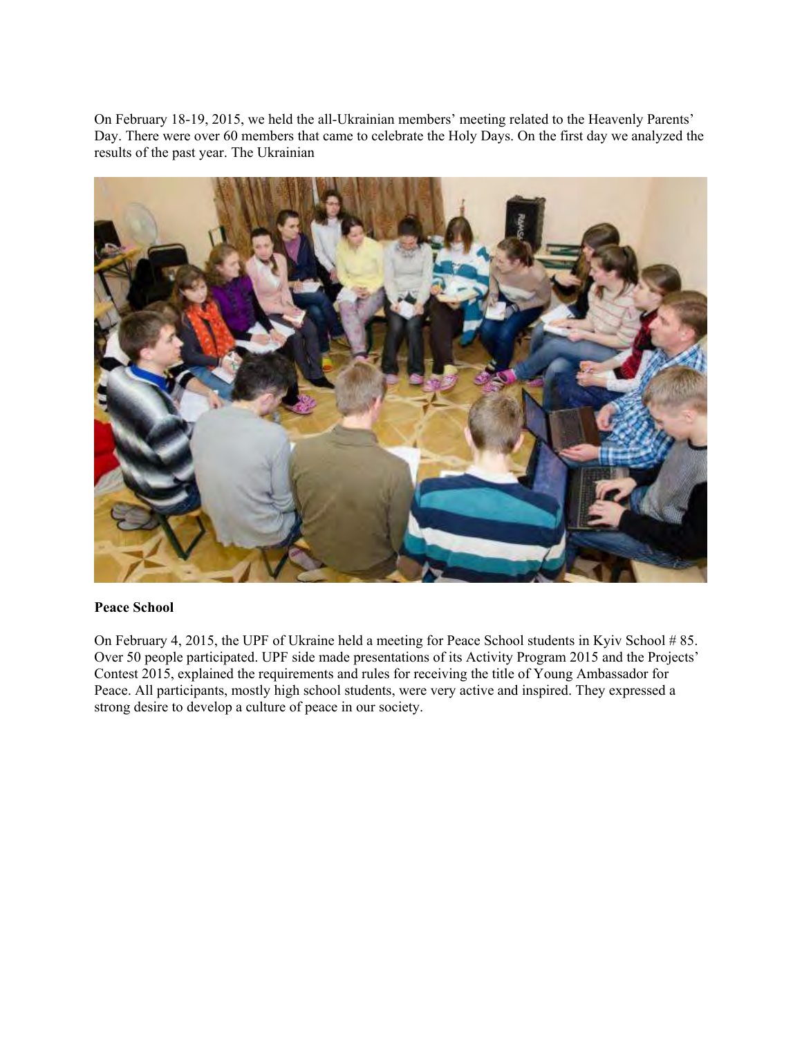On February 18-19, 2015, we held the all-Ukrainian members' meeting related to the Heavenly Parents' Day. There were over 60 members that came to celebrate the Holy Days. On the first day we analyzed the results of the past year. The Ukrainian

**Peace School**

On February 4, 2015, the UPF of Ukraine held a meeting for Peace School students in Kyiv School # 85. Over 50 people participated. UPF side made presentations of its Activity Program 2015 and the Projects' Contest 2015, explained the requirements and rules for receiving the title of Young Ambassador for Peace. All participants, mostly high school students, were very active and inspired. They expressed a strong desire to develop a culture of peace in our society.